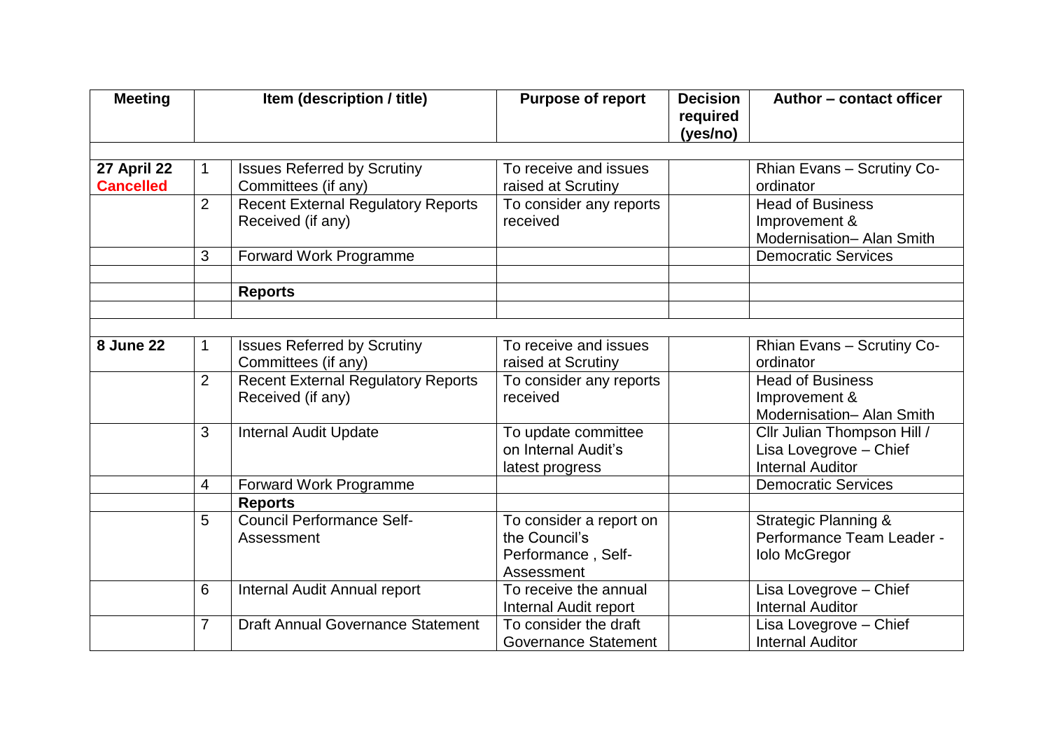| Meeting | Item (description / title) | | Purpose of report | Decision required (yes/no) | Author – contact officer |
|---|---|---|---|---|---|
| **27 April 22** **Cancelled** | 1 | Issues Referred by Scrutiny Committees (if any) | To receive and issues raised at Scrutiny | | Rhian Evans – Scrutiny Co-ordinator |
| | 2 | Recent External Regulatory Reports Received (if any) | To consider any reports received | | Head of Business Improvement & Modernisation– Alan Smith |
| | 3 | Forward Work Programme | | | Democratic Services |
| | | | | | |
| | | **Reports** | | | |
| | | | | | |
| **8 June 22** | 1 | Issues Referred by Scrutiny Committees (if any) | To receive and issues raised at Scrutiny | | Rhian Evans – Scrutiny Co-ordinator |
| | 2 | Recent External Regulatory Reports Received (if any) | To consider any reports received | | Head of Business Improvement & Modernisation– Alan Smith |
| | 3 | Internal Audit Update | To update committee on Internal Audit's latest progress | | Cllr Julian Thompson Hill / Lisa Lovegrove – Chief Internal Auditor |
| | 4 | Forward Work Programme | | | Democratic Services |
| | | **Reports** | | | |
| | 5 | Council Performance Self-Assessment | To consider a report on the Council's Performance , Self-Assessment | | Strategic Planning & Performance Team Leader - Iolo McGregor |
| | 6 | Internal Audit Annual report | To receive the annual Internal Audit report | | Lisa Lovegrove – Chief Internal Auditor |
| | 7 | Draft Annual Governance Statement | To consider the draft Governance Statement | | Lisa Lovegrove – Chief Internal Auditor |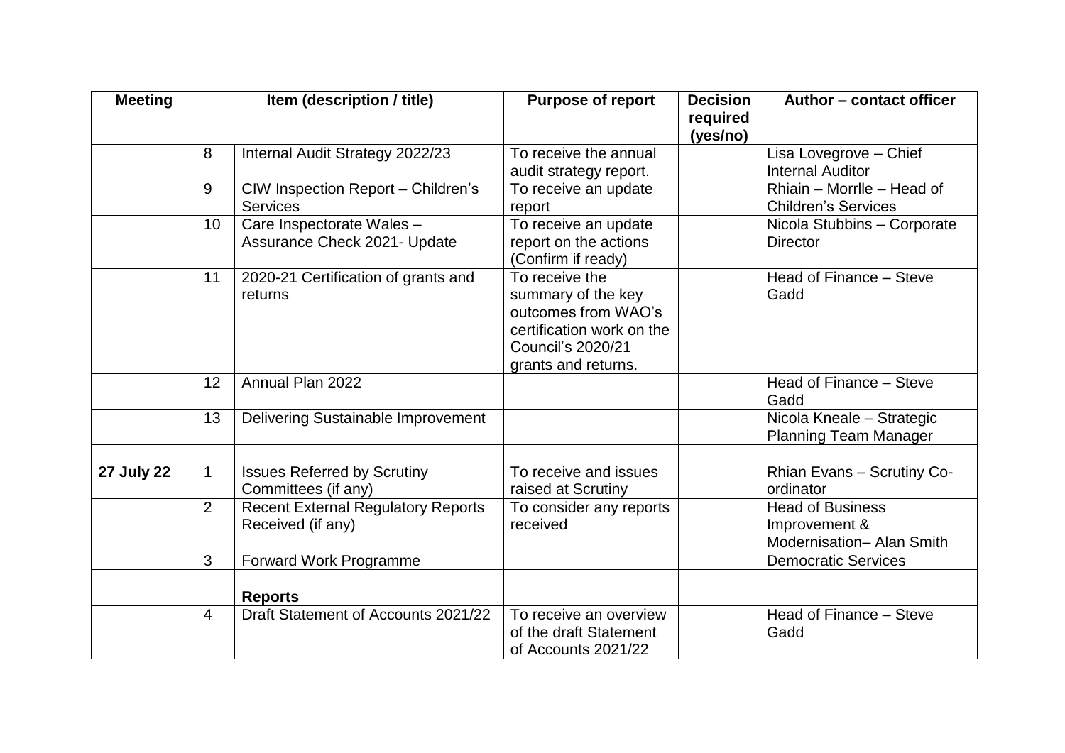| Meeting | Item (description / title) | | Purpose of report | Decision required (yes/no) | Author – contact officer |
|---|---|---|---|---|---|
| | 8 | Internal Audit Strategy 2022/23 | To receive the annual audit strategy report. | | Lisa Lovegrove – Chief Internal Auditor |
| | 9 | CIW Inspection Report – Children's Services | To receive an update report | | Rhiain – Morrlle – Head of Children's Services |
| | 10 | Care Inspectorate Wales – Assurance Check 2021- Update | To receive an update report on the actions (Confirm if ready) | | Nicola Stubbins – Corporate Director |
| | 11 | 2020-21 Certification of grants and returns | To receive the summary of the key outcomes from WAO's certification work on the Council's 2020/21 grants and returns. | | Head of Finance – Steve Gadd |
| | 12 | Annual Plan 2022 | | | Head of Finance – Steve Gadd |
| | 13 | Delivering Sustainable Improvement | | | Nicola Kneale – Strategic Planning Team Manager |
| | | | | | |
| **27 July 22** | 1 | Issues Referred by Scrutiny Committees (if any) | To receive and issues raised at Scrutiny | | Rhian Evans – Scrutiny Co-ordinator |
| | 2 | Recent External Regulatory Reports Received (if any) | To consider any reports received | | Head of Business Improvement & Modernisation– Alan Smith |
| | 3 | Forward Work Programme | | | Democratic Services |
| | | | | | |
| | | **Reports** | | | |
| | 4 | Draft Statement of Accounts 2021/22 | To receive an overview of the draft Statement of Accounts 2021/22 | | Head of Finance – Steve Gadd |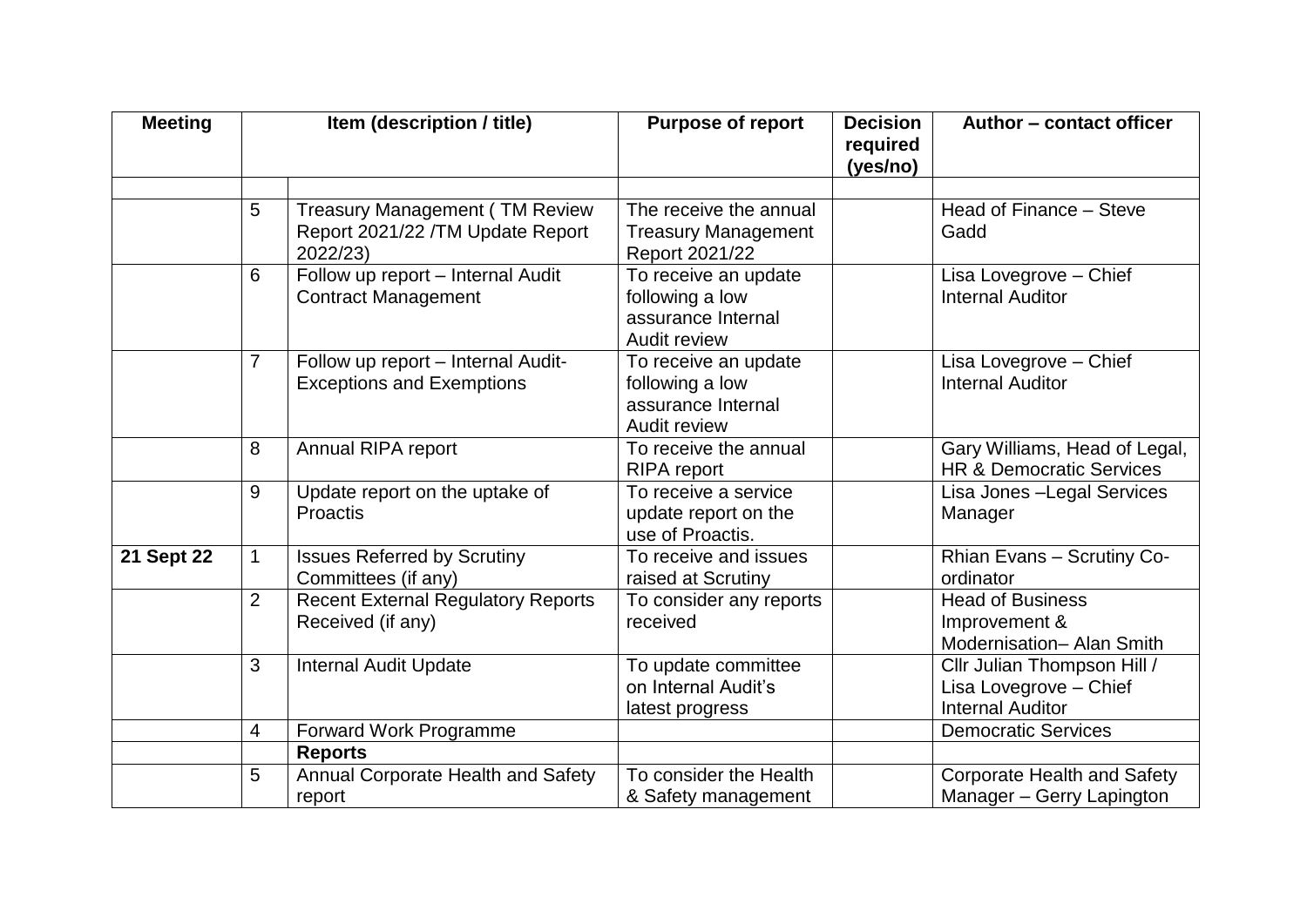| Meeting | Item (description / title) | | Purpose of report | Decision required (yes/no) | Author – contact officer |
|---|---|---|---|---|---|
| | | | | | |
| | 5 | Treasury Management ( TM Review Report 2021/22 /TM Update Report 2022/23) | The receive the annual Treasury Management Report 2021/22 | | Head of Finance – Steve Gadd |
| | 6 | Follow up report – Internal Audit Contract Management | To receive an update following a low assurance Internal Audit review | | Lisa Lovegrove – Chief Internal Auditor |
| | 7 | Follow up report – Internal Audit- Exceptions and Exemptions | To receive an update following a low assurance Internal Audit review | | Lisa Lovegrove – Chief Internal Auditor |
| | 8 | Annual RIPA report | To receive the annual RIPA report | | Gary Williams, Head of Legal, HR & Democratic Services |
| | 9 | Update report on the uptake of Proactis | To receive a service update report on the use of Proactis. | | Lisa Jones –Legal Services Manager |
| **21 Sept 22** | 1 | Issues Referred by Scrutiny Committees (if any) | To receive and issues raised at Scrutiny | | Rhian Evans – Scrutiny Co-ordinator |
| | 2 | Recent External Regulatory Reports Received (if any) | To consider any reports received | | Head of Business Improvement & Modernisation– Alan Smith |
| | 3 | Internal Audit Update | To update committee on Internal Audit's latest progress | | Cllr Julian Thompson Hill / Lisa Lovegrove – Chief Internal Auditor |
| | 4 | Forward Work Programme | | | Democratic Services |
| | | **Reports** | | | |
| | 5 | Annual Corporate Health and Safety report | To consider the Health & Safety management | | Corporate Health and Safety Manager – Gerry Lapington |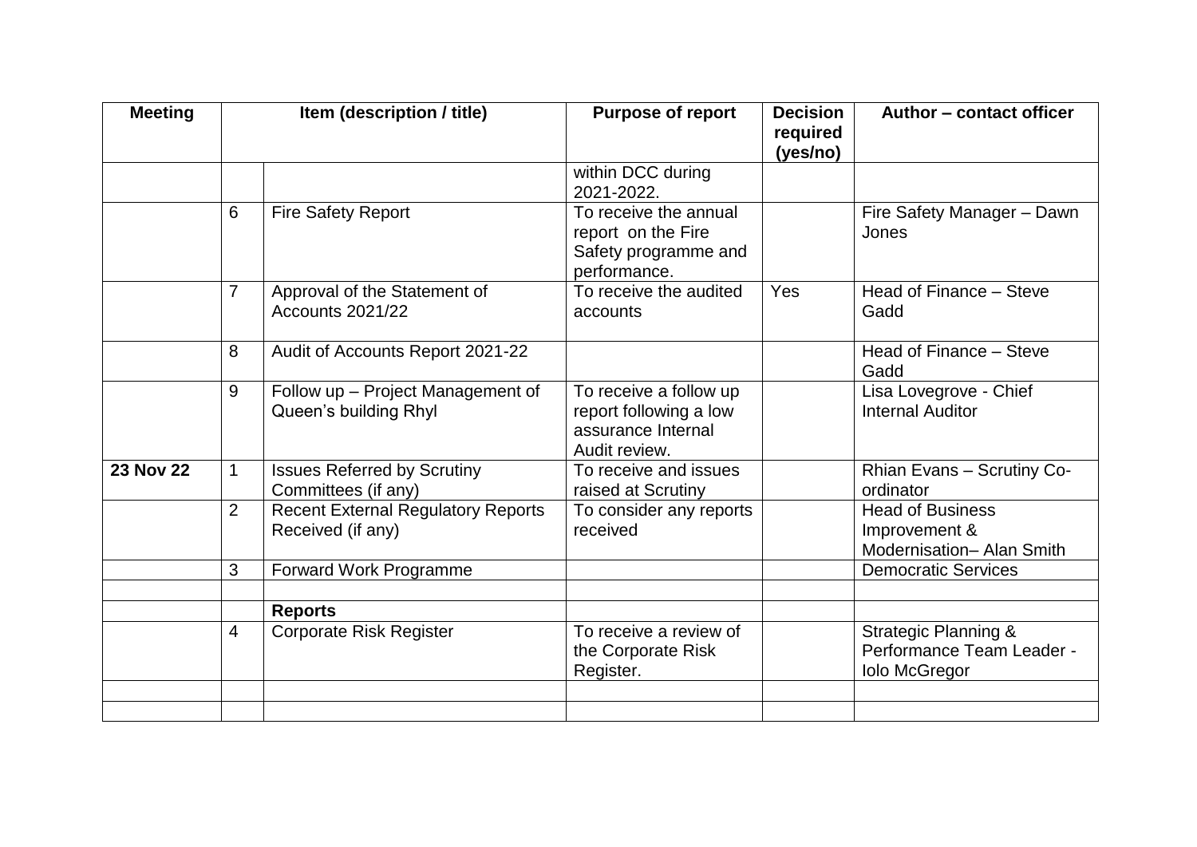| Meeting | Item (description / title) | | Purpose of report | Decision required (yes/no) | Author – contact officer |
|---|---|---|---|---|---|
| | | | within DCC during 2021-2022. | | |
| | 6 | Fire Safety Report | To receive the annual report on the Fire Safety programme and performance. | | Fire Safety Manager – Dawn Jones |
| | 7 | Approval of the Statement of Accounts 2021/22 | To receive the audited accounts | Yes | Head of Finance – Steve Gadd |
| | 8 | Audit of Accounts Report 2021-22 | | | Head of Finance – Steve Gadd |
| | 9 | Follow up – Project Management of Queen's building Rhyl | To receive a follow up report following a low assurance Internal Audit review. | | Lisa Lovegrove - Chief Internal Auditor |
| **23 Nov 22** | 1 | Issues Referred by Scrutiny Committees (if any) | To receive and issues raised at Scrutiny | | Rhian Evans – Scrutiny Co-ordinator |
| | 2 | Recent External Regulatory Reports Received (if any) | To consider any reports received | | Head of Business Improvement & Modernisation– Alan Smith |
| | 3 | Forward Work Programme | | | Democratic Services |
| | | | | | |
| | | **Reports** | | | |
| | 4 | Corporate Risk Register | To receive a review of the Corporate Risk Register. | | Strategic Planning & Performance Team Leader - Iolo McGregor |
| | | | | | |
| | | | | | |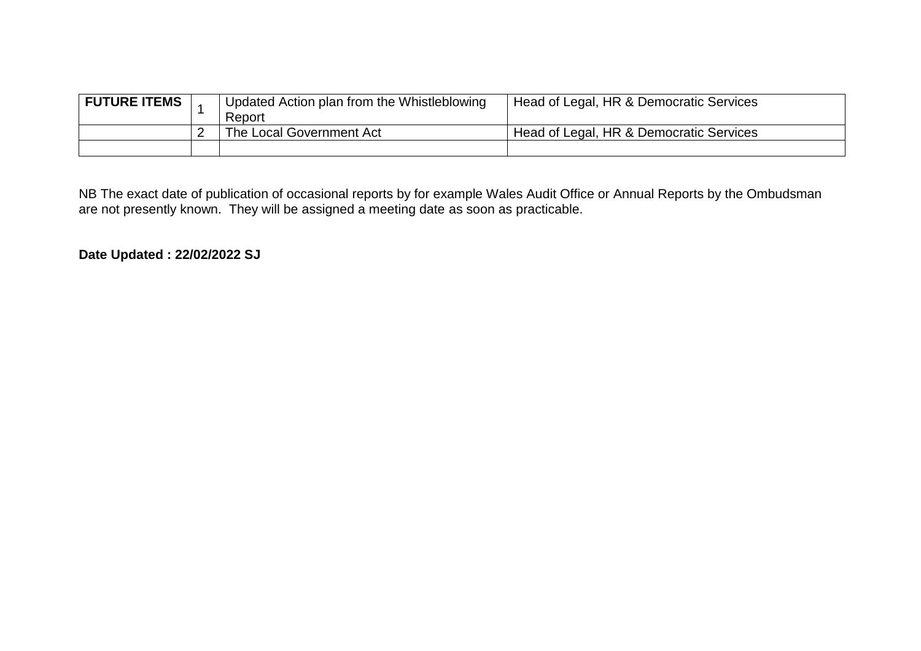| | | | |
|---|---|---|---|
| **FUTURE ITEMS** | 1 | Updated Action plan from the Whistleblowing Report | Head of Legal, HR & Democratic Services |
| | 2 | The Local Government Act | Head of Legal, HR & Democratic Services |
| | | | |

NB The exact date of publication of occasional reports by for example Wales Audit Office or Annual Reports by the Ombudsman are not presently known. They will be assigned a meeting date as soon as practicable.

**Date Updated : 22/02/2022 SJ**